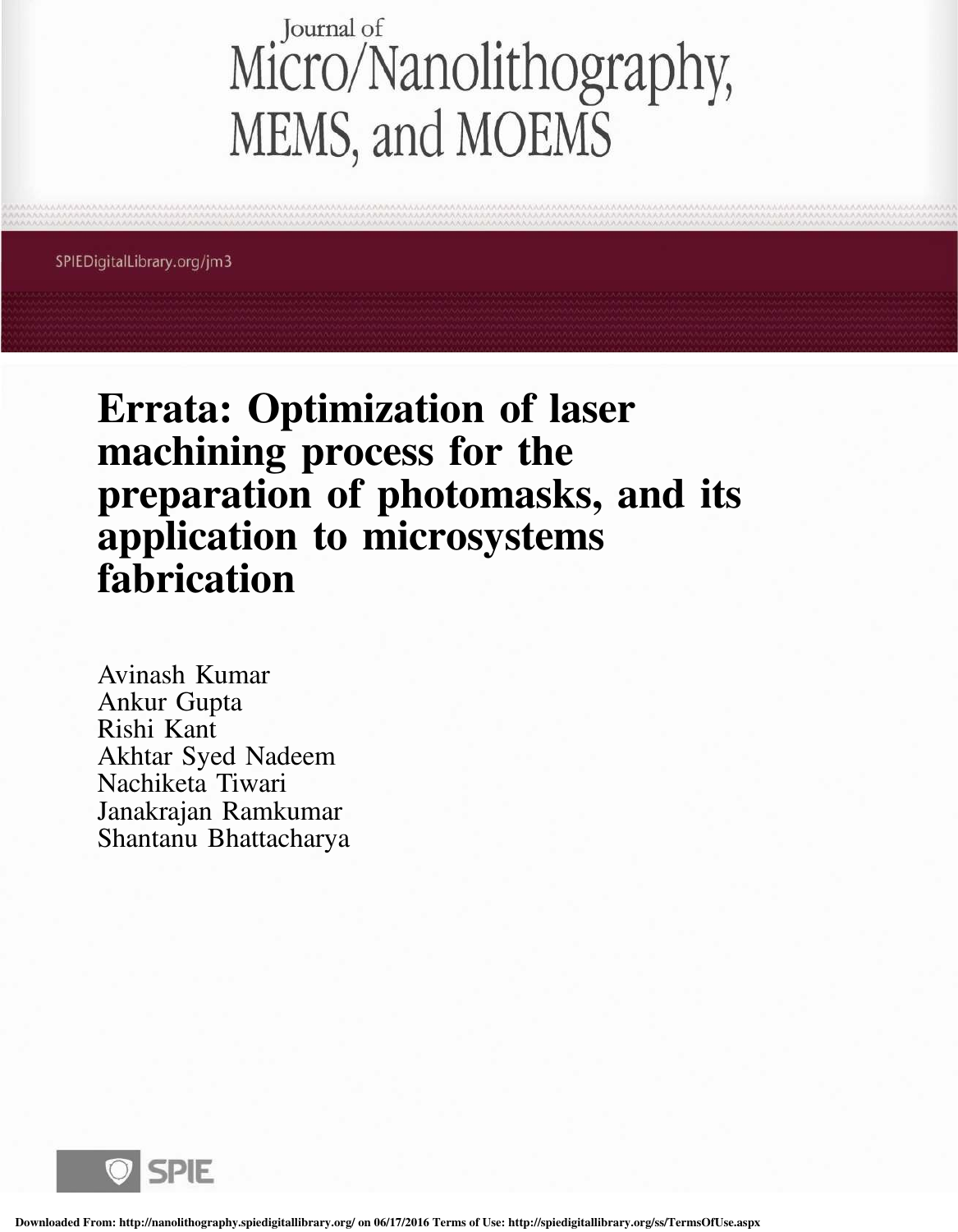# Errata: Optimization of laser machining process for the preparation of photomasks, and its application to microsystems fabrication

Avinash Kumar
Ankur Gupta
Rishi Kant
Akhtar Syed Nadeem
Nachiketa Tiwari
Janakrajan Ramkumar
Shantanu Bhattacharya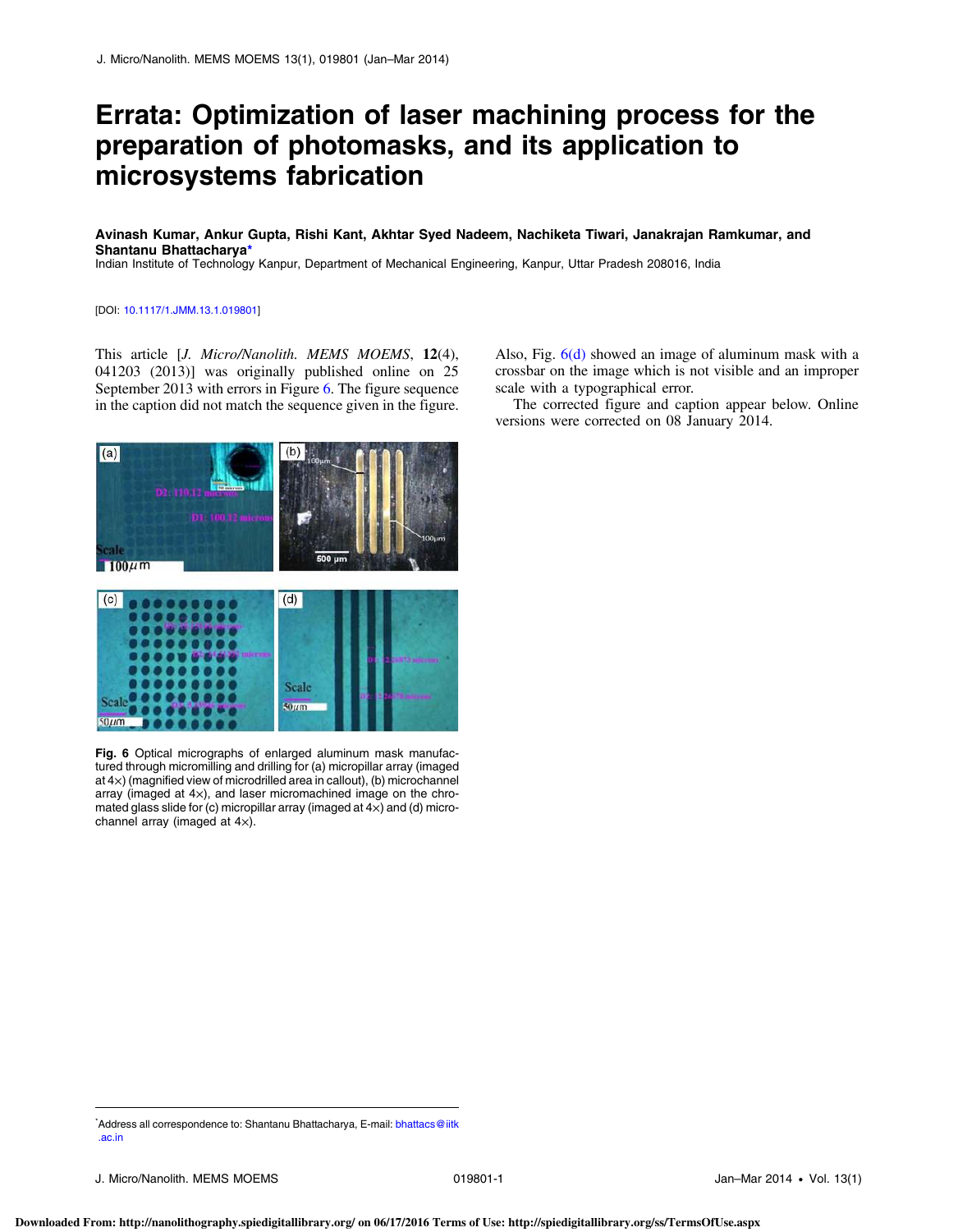# Errata: Optimization of laser machining process for the preparation of photomasks, and its application to microsystems fabrication

**Avinash Kumar, Ankur Gupta, Rishi Kant, Akhtar Syed Nadeem, Nachiketa Tiwari, Janakrajan Ramkumar, and Shantanu Bhattacharya***

Indian Institute of Technology Kanpur, Department of Mechanical Engineering, Kanpur, Uttar Pradesh 208016, India

[DOI: 10.1117/1.JMM.13.1.019801]

This article [*J. Micro/Nanolith. MEMS MOEMS*, **12**(4), 041203 (2013)] was originally published online on 25 September 2013 with errors in Figure 6. The figure sequence in the caption did not match the sequence given in the figure.

Also, Fig. 6(d) showed an image of aluminum mask with a crossbar on the image which is not visible and an improper scale with a typographical error.

The corrected figure and caption appear below. Online versions were corrected on 08 January 2014.

**Fig. 6** Optical micrographs of enlarged aluminum mask manufactured through micromilling and drilling for (a) micropillar array (imaged at 4×) (magnified view of microdrilled area in callout), (b) microchannel array (imaged at 4×), and laser micromachined image on the chromated glass slide for (c) micropillar array (imaged at 4×) and (d) microchannel array (imaged at 4×).

*Address all correspondence to: Shantanu Bhattacharya, E-mail: bhattacs@iitk.ac.in